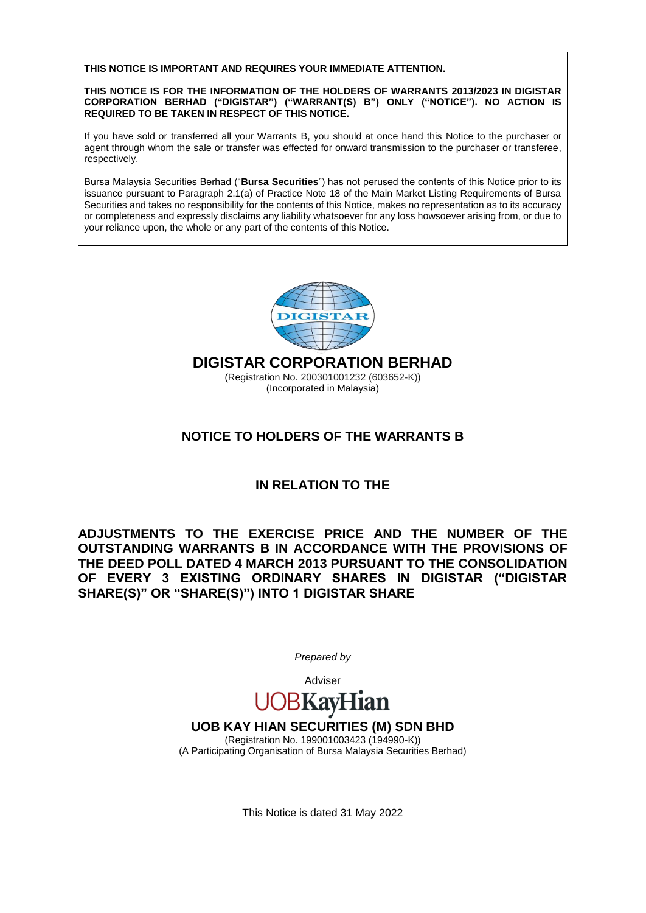**THIS NOTICE IS IMPORTANT AND REQUIRES YOUR IMMEDIATE ATTENTION.**

**THIS NOTICE IS FOR THE INFORMATION OF THE HOLDERS OF WARRANTS 2013/2023 IN DIGISTAR CORPORATION BERHAD ("DIGISTAR") ("WARRANT(S) B") ONLY ("NOTICE"). NO ACTION IS REQUIRED TO BE TAKEN IN RESPECT OF THIS NOTICE.**

If you have sold or transferred all your Warrants B, you should at once hand this Notice to the purchaser or agent through whom the sale or transfer was effected for onward transmission to the purchaser or transferee, respectively.

Bursa Malaysia Securities Berhad ("**Bursa Securities**") has not perused the contents of this Notice prior to its issuance pursuant to Paragraph 2.1(a) of Practice Note 18 of the Main Market Listing Requirements of Bursa Securities and takes no responsibility for the contents of this Notice, makes no representation as to its accuracy or completeness and expressly disclaims any liability whatsoever for any loss howsoever arising from, or due to your reliance upon, the whole or any part of the contents of this Notice.

DIGISTAR

# DIGISTAR CORPORATION BERHAD

(Registration No. 200301001232 (603652-K))
(Incorporated in Malaysia)

## NOTICE TO HOLDERS OF THE WARRANTS B

## IN RELATION TO THE

## ADJUSTMENTS TO THE EXERCISE PRICE AND THE NUMBER OF THE OUTSTANDING WARRANTS B IN ACCORDANCE WITH THE PROVISIONS OF THE DEED POLL DATED 4 MARCH 2013 PURSUANT TO THE CONSOLIDATION OF EVERY 3 EXISTING ORDINARY SHARES IN DIGISTAR ("DIGISTAR SHARE(S)" OR "SHARE(S)") INTO 1 DIGISTAR SHARE

*Prepared by*

Adviser

UOBKayHian

**UOB KAY HIAN SECURITIES (M) SDN BHD**

(Registration No. 199001003423 (194990-K))
(A Participating Organisation of Bursa Malaysia Securities Berhad)

This Notice is dated 31 May 2022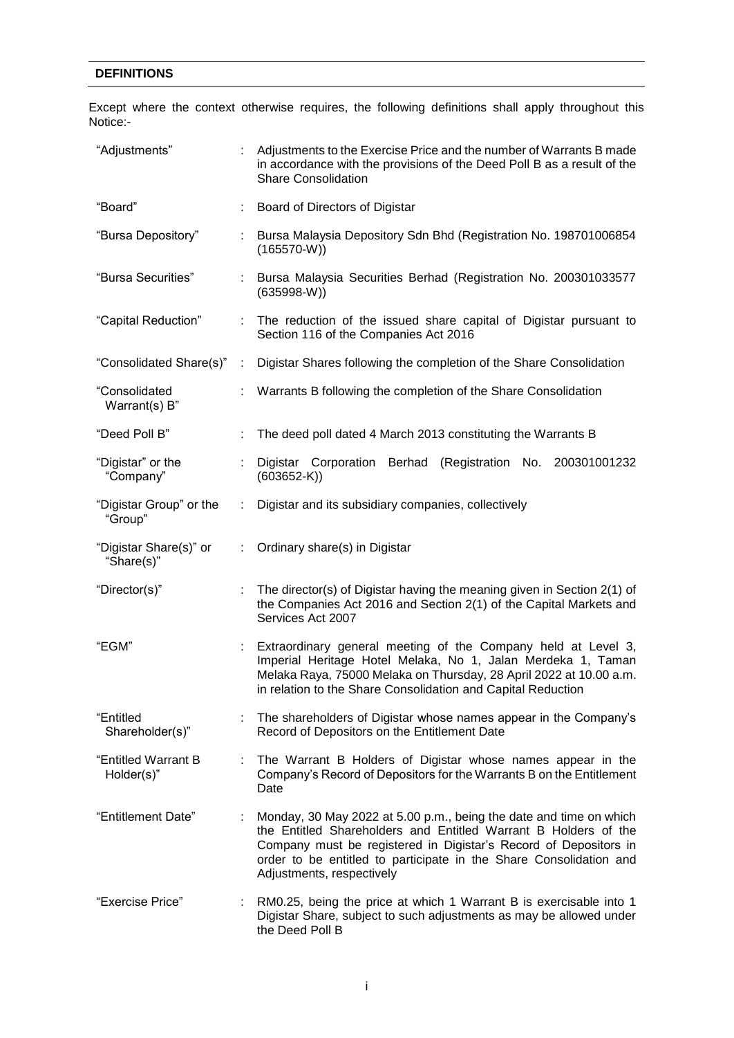## DEFINITIONS

Except where the context otherwise requires, the following definitions shall apply throughout this Notice:-

| | | |
|---|---|---|
| "Adjustments" | : | Adjustments to the Exercise Price and the number of Warrants B made in accordance with the provisions of the Deed Poll B as a result of the Share Consolidation |
| "Board" | : | Board of Directors of Digistar |
| "Bursa Depository" | : | Bursa Malaysia Depository Sdn Bhd (Registration No. 198701006854 (165570-W)) |
| "Bursa Securities" | : | Bursa Malaysia Securities Berhad (Registration No. 200301033577 (635998-W)) |
| "Capital Reduction" | : | The reduction of the issued share capital of Digistar pursuant to Section 116 of the Companies Act 2016 |
| "Consolidated Share(s)" | : | Digistar Shares following the completion of the Share Consolidation |
| "Consolidated Warrant(s) B" | : | Warrants B following the completion of the Share Consolidation |
| "Deed Poll B" | : | The deed poll dated 4 March 2013 constituting the Warrants B |
| "Digistar" or the "Company" | : | Digistar Corporation Berhad (Registration No. 200301001232 (603652-K)) |
| "Digistar Group" or the "Group" | : | Digistar and its subsidiary companies, collectively |
| "Digistar Share(s)" or "Share(s)" | : | Ordinary share(s) in Digistar |
| "Director(s)" | : | The director(s) of Digistar having the meaning given in Section 2(1) of the Companies Act 2016 and Section 2(1) of the Capital Markets and Services Act 2007 |
| "EGM" | : | Extraordinary general meeting of the Company held at Level 3, Imperial Heritage Hotel Melaka, No 1, Jalan Merdeka 1, Taman Melaka Raya, 75000 Melaka on Thursday, 28 April 2022 at 10.00 a.m. in relation to the Share Consolidation and Capital Reduction |
| "Entitled Shareholder(s)" | : | The shareholders of Digistar whose names appear in the Company's Record of Depositors on the Entitlement Date |
| "Entitled Warrant B Holder(s)" | : | The Warrant B Holders of Digistar whose names appear in the Company's Record of Depositors for the Warrants B on the Entitlement Date |
| "Entitlement Date" | : | Monday, 30 May 2022 at 5.00 p.m., being the date and time on which the Entitled Shareholders and Entitled Warrant B Holders of the Company must be registered in Digistar's Record of Depositors in order to be entitled to participate in the Share Consolidation and Adjustments, respectively |
| "Exercise Price" | : | RM0.25, being the price at which 1 Warrant B is exercisable into 1 Digistar Share, subject to such adjustments as may be allowed under the Deed Poll B |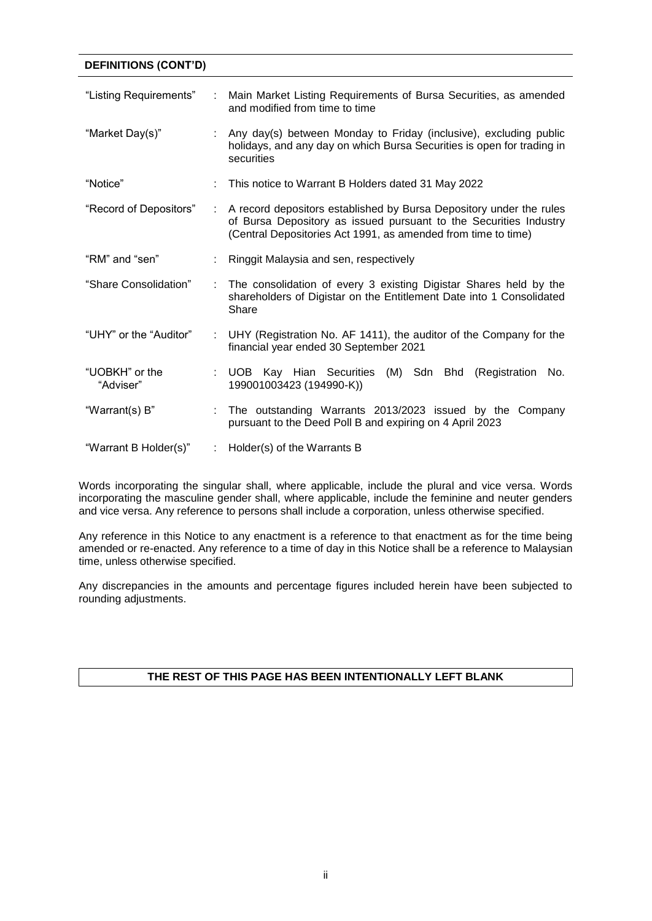**DEFINITIONS (CONT'D)**

| | | |
|---|---|---|
| "Listing Requirements" | : | Main Market Listing Requirements of Bursa Securities, as amended and modified from time to time |
| "Market Day(s)" | : | Any day(s) between Monday to Friday (inclusive), excluding public holidays, and any day on which Bursa Securities is open for trading in securities |
| "Notice" | : | This notice to Warrant B Holders dated 31 May 2022 |
| "Record of Depositors" | : | A record depositors established by Bursa Depository under the rules of Bursa Depository as issued pursuant to the Securities Industry (Central Depositories Act 1991, as amended from time to time) |
| "RM" and "sen" | : | Ringgit Malaysia and sen, respectively |
| "Share Consolidation" | : | The consolidation of every 3 existing Digistar Shares held by the shareholders of Digistar on the Entitlement Date into 1 Consolidated Share |
| "UHY" or the "Auditor" | : | UHY (Registration No. AF 1411), the auditor of the Company for the financial year ended 30 September 2021 |
| "UOBKH" or the "Adviser" | : | UOB Kay Hian Securities (M) Sdn Bhd (Registration No. 199001003423 (194990-K)) |
| "Warrant(s) B" | : | The outstanding Warrants 2013/2023 issued by the Company pursuant to the Deed Poll B and expiring on 4 April 2023 |
| "Warrant B Holder(s)" | : | Holder(s) of the Warrants B |

Words incorporating the singular shall, where applicable, include the plural and vice versa. Words incorporating the masculine gender shall, where applicable, include the feminine and neuter genders and vice versa. Any reference to persons shall include a corporation, unless otherwise specified.

Any reference in this Notice to any enactment is a reference to that enactment as for the time being amended or re-enacted. Any reference to a time of day in this Notice shall be a reference to Malaysian time, unless otherwise specified.

Any discrepancies in the amounts and percentage figures included herein have been subjected to rounding adjustments.

**THE REST OF THIS PAGE HAS BEEN INTENTIONALLY LEFT BLANK**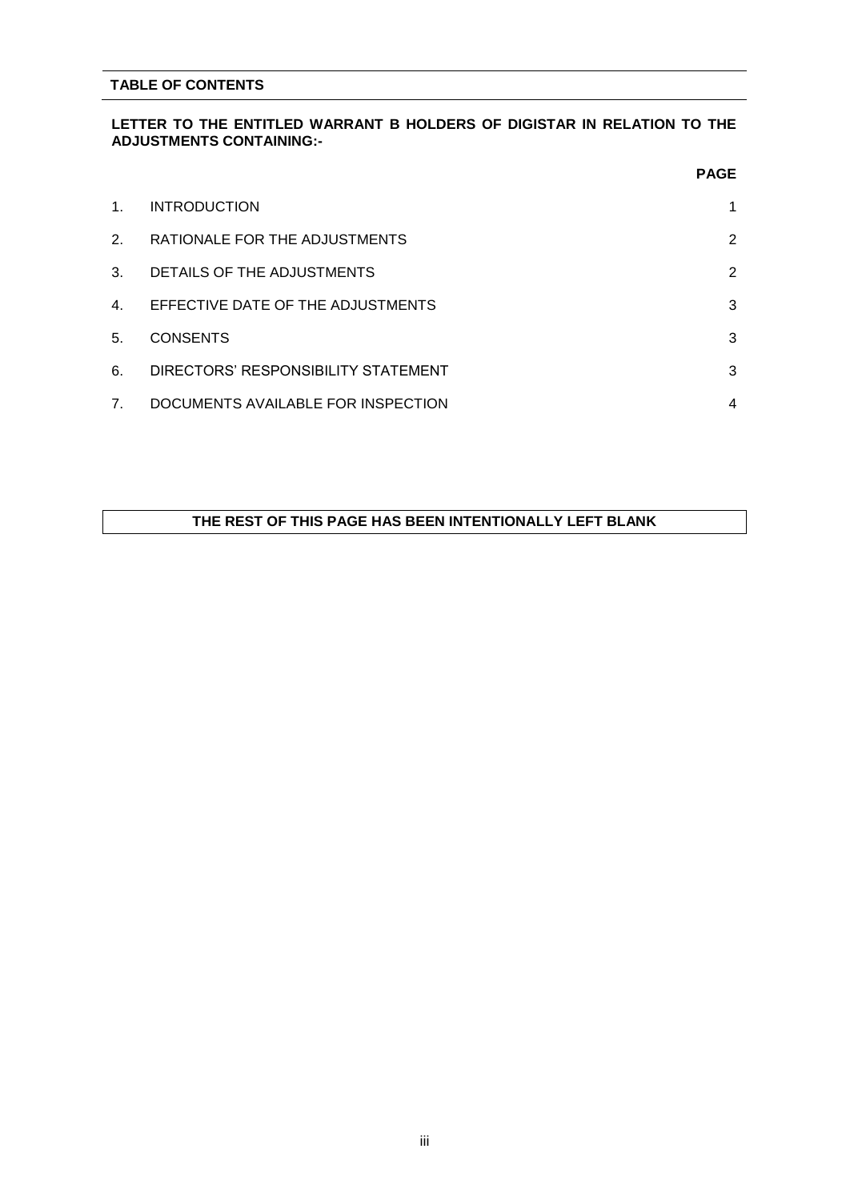## TABLE OF CONTENTS

**LETTER TO THE ENTITLED WARRANT B HOLDERS OF DIGISTAR IN RELATION TO THE ADJUSTMENTS CONTAINING:-**

| | | **PAGE** |
|---|---|---|
| 1. | INTRODUCTION | 1 |
| 2. | RATIONALE FOR THE ADJUSTMENTS | 2 |
| 3. | DETAILS OF THE ADJUSTMENTS | 2 |
| 4. | EFFECTIVE DATE OF THE ADJUSTMENTS | 3 |
| 5. | CONSENTS | 3 |
| 6. | DIRECTORS' RESPONSIBILITY STATEMENT | 3 |
| 7. | DOCUMENTS AVAILABLE FOR INSPECTION | 4 |

**THE REST OF THIS PAGE HAS BEEN INTENTIONALLY LEFT BLANK**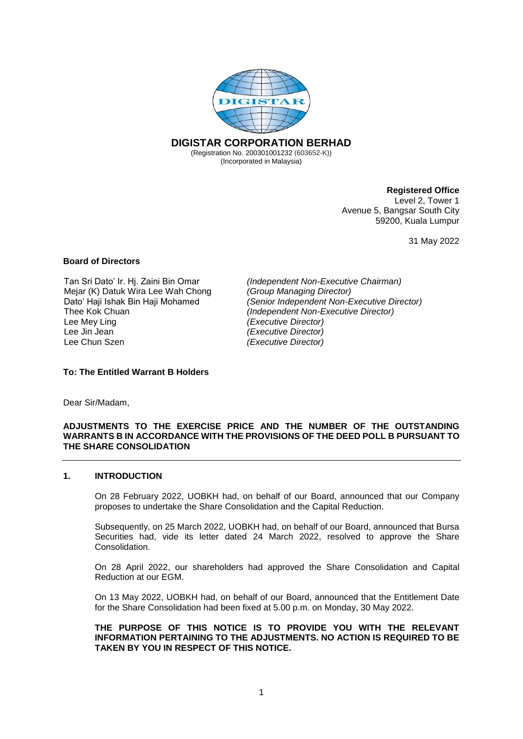**DIGISTAR CORPORATION BERHAD**
(Registration No. 200301001232 (603652-K))
(Incorporated in Malaysia)

**Registered Office**
Level 2, Tower 1
Avenue 5, Bangsar South City
59200, Kuala Lumpur

31 May 2022

**Board of Directors**

Tan Sri Dato' Ir. Hj. Zaini Bin Omar *(Independent Non-Executive Chairman)*
Mejar (K) Datuk Wira Lee Wah Chong *(Group Managing Director)*
Dato' Haji Ishak Bin Haji Mohamed *(Senior Independent Non-Executive Director)*
Thee Kok Chuan *(Independent Non-Executive Director)*
Lee Mey Ling *(Executive Director)*
Lee Jin Jean *(Executive Director)*
Lee Chun Szen *(Executive Director)*

**To: The Entitled Warrant B Holders**

Dear Sir/Madam,

**ADJUSTMENTS TO THE EXERCISE PRICE AND THE NUMBER OF THE OUTSTANDING WARRANTS B IN ACCORDANCE WITH THE PROVISIONS OF THE DEED POLL B PURSUANT TO THE SHARE CONSOLIDATION**

## 1. INTRODUCTION

On 28 February 2022, UOBKH had, on behalf of our Board, announced that our Company proposes to undertake the Share Consolidation and the Capital Reduction.

Subsequently, on 25 March 2022, UOBKH had, on behalf of our Board, announced that Bursa Securities had, vide its letter dated 24 March 2022, resolved to approve the Share Consolidation.

On 28 April 2022, our shareholders had approved the Share Consolidation and Capital Reduction at our EGM.

On 13 May 2022, UOBKH had, on behalf of our Board, announced that the Entitlement Date for the Share Consolidation had been fixed at 5.00 p.m. on Monday, 30 May 2022.

**THE PURPOSE OF THIS NOTICE IS TO PROVIDE YOU WITH THE RELEVANT INFORMATION PERTAINING TO THE ADJUSTMENTS. NO ACTION IS REQUIRED TO BE TAKEN BY YOU IN RESPECT OF THIS NOTICE.**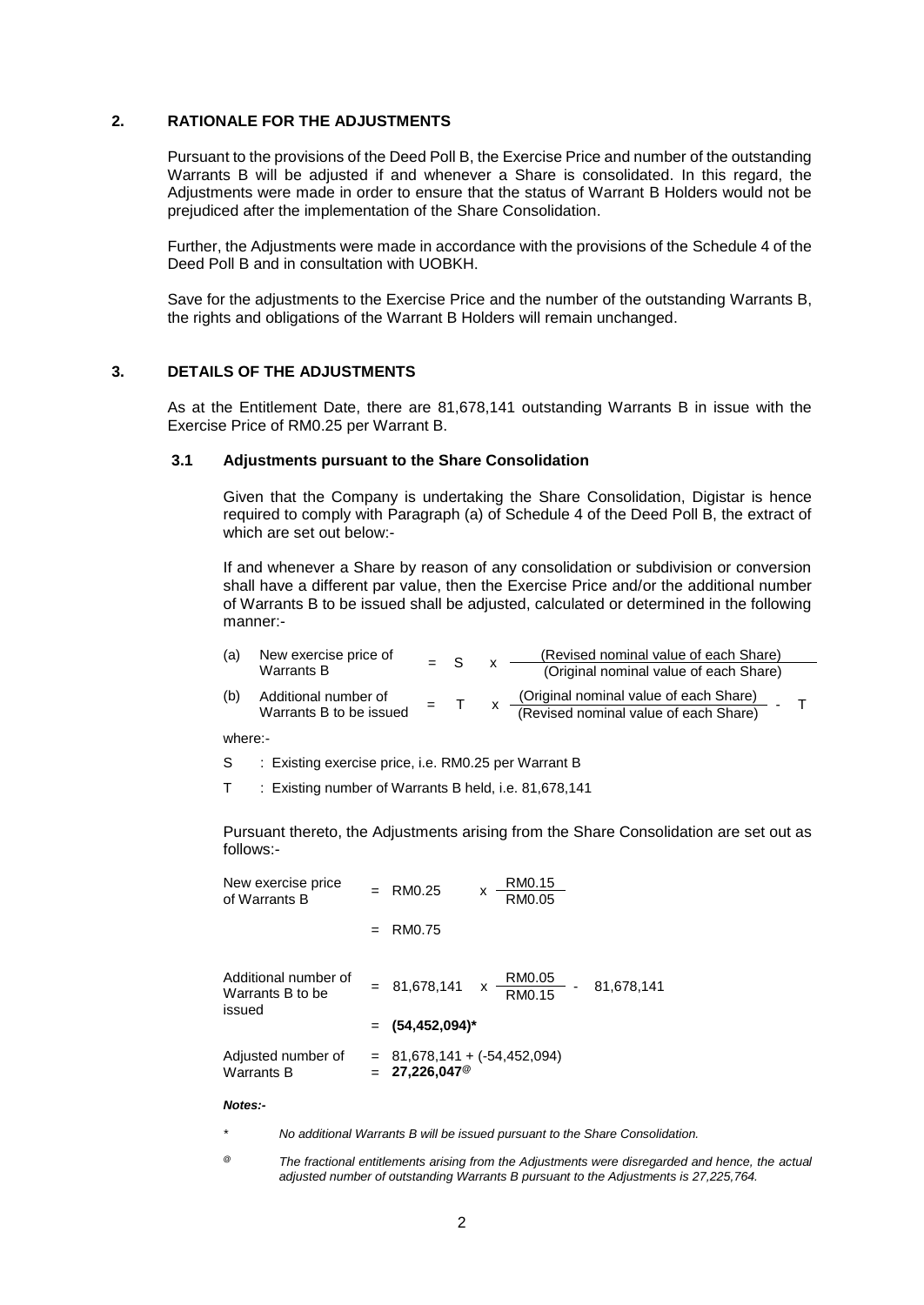## 2. RATIONALE FOR THE ADJUSTMENTS

Pursuant to the provisions of the Deed Poll B, the Exercise Price and number of the outstanding Warrants B will be adjusted if and whenever a Share is consolidated. In this regard, the Adjustments were made in order to ensure that the status of Warrant B Holders would not be prejudiced after the implementation of the Share Consolidation.

Further, the Adjustments were made in accordance with the provisions of the Schedule 4 of the Deed Poll B and in consultation with UOBKH.

Save for the adjustments to the Exercise Price and the number of the outstanding Warrants B, the rights and obligations of the Warrant B Holders will remain unchanged.

## 3. DETAILS OF THE ADJUSTMENTS

As at the Entitlement Date, there are 81,678,141 outstanding Warrants B in issue with the Exercise Price of RM0.25 per Warrant B.

### 3.1 Adjustments pursuant to the Share Consolidation

Given that the Company is undertaking the Share Consolidation, Digistar is hence required to comply with Paragraph (a) of Schedule 4 of the Deed Poll B, the extract of which are set out below:-

If and whenever a Share by reason of any consolidation or subdivision or conversion shall have a different par value, then the Exercise Price and/or the additional number of Warrants B to be issued shall be adjusted, calculated or determined in the following manner:-

(a) New exercise price of Warrants B

$$= S \times \frac{\text{(Revised nominal value of each Share)}}{\text{(Original nominal value of each Share)}}$$

(b) Additional number of Warrants B to be issued

$$= T \times \frac{\text{(Original nominal value of each Share)}}{\text{(Revised nominal value of each Share)}} - T$$

where:-

S : Existing exercise price, i.e. RM0.25 per Warrant B

T : Existing number of Warrants B held, i.e. 81,678,141

Pursuant thereto, the Adjustments arising from the Share Consolidation are set out as follows:-

New exercise price of Warrants B

$$= \text{RM}0.25 \times \frac{\text{RM}0.15}{\text{RM}0.05}$$

$$= \text{RM}0.75$$

Additional number of Warrants B to be issued

$$= 81{,}678{,}141 \times \frac{\text{RM}0.05}{\text{RM}0.15} - 81{,}678{,}141$$

$$= \mathbf{(54{,}452{,}094)^{*}}$$

Adjustedted number of Warrants B

$$= 81{,}678{,}141 + (-54{,}452{,}094)$$

$$= \mathbf{27{,}226{,}047}^{@}$$

***Notes:-***

\* *No additional Warrants B will be issued pursuant to the Share Consolidation.*

@ *The fractional entitlements arising from the Adjustments were disregarded and hence, the actual adjusted number of outstanding Warrants B pursuant to the Adjustments is 27,225,764.*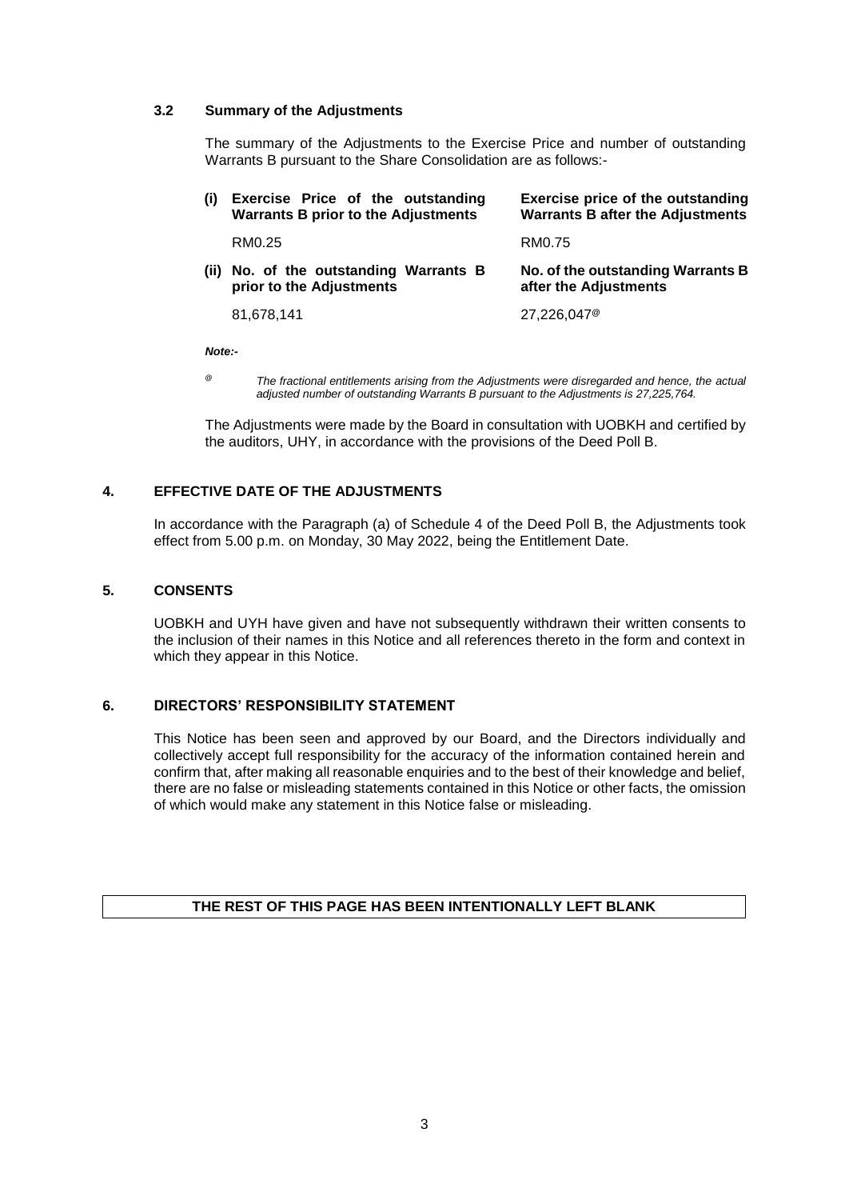### 3.2 Summary of the Adjustments

The summary of the Adjustments to the Exercise Price and number of outstanding Warrants B pursuant to the Share Consolidation are as follows:-

| | | |
|---|---|---|
| **(i)** | **Exercise Price of the outstanding Warrants B prior to the Adjustments** | **Exercise price of the outstanding Warrants B after the Adjustments** |
| | RM0.25 | RM0.75 |
| **(ii)** | **No. of the outstanding Warrants B prior to the Adjustments** | **No. of the outstanding Warrants B after the Adjustments** |
| | 81,678,141 | 27,226,047[@] |

***Note:-***

[@] *The fractional entitlements arising from the Adjustments were disregarded and hence, the actual adjusted number of outstanding Warrants B pursuant to the Adjustments is 27,225,764.*

The Adjustments were made by the Board in consultation with UOBKH and certified by the auditors, UHY, in accordance with the provisions of the Deed Poll B.

## 4. EFFECTIVE DATE OF THE ADJUSTMENTS

In accordance with the Paragraph (a) of Schedule 4 of the Deed Poll B, the Adjustments took effect from 5.00 p.m. on Monday, 30 May 2022, being the Entitlement Date.

## 5. CONSENTS

UOBKH and UYH have given and have not subsequently withdrawn their written consents to the inclusion of their names in this Notice and all references thereto in the form and context in which they appear in this Notice.

## 6. DIRECTORS' RESPONSIBILITY STATEMENT

This Notice has been seen and approved by our Board, and the Directors individually and collectively accept full responsibility for the accuracy of the information contained herein and confirm that, after making all reasonable enquiries and to the best of their knowledge and belief, there are no false or misleading statements contained in this Notice or other facts, the omission of which would make any statement in this Notice false or misleading.

**THE REST OF THIS PAGE HAS BEEN INTENTIONALLY LEFT BLANK**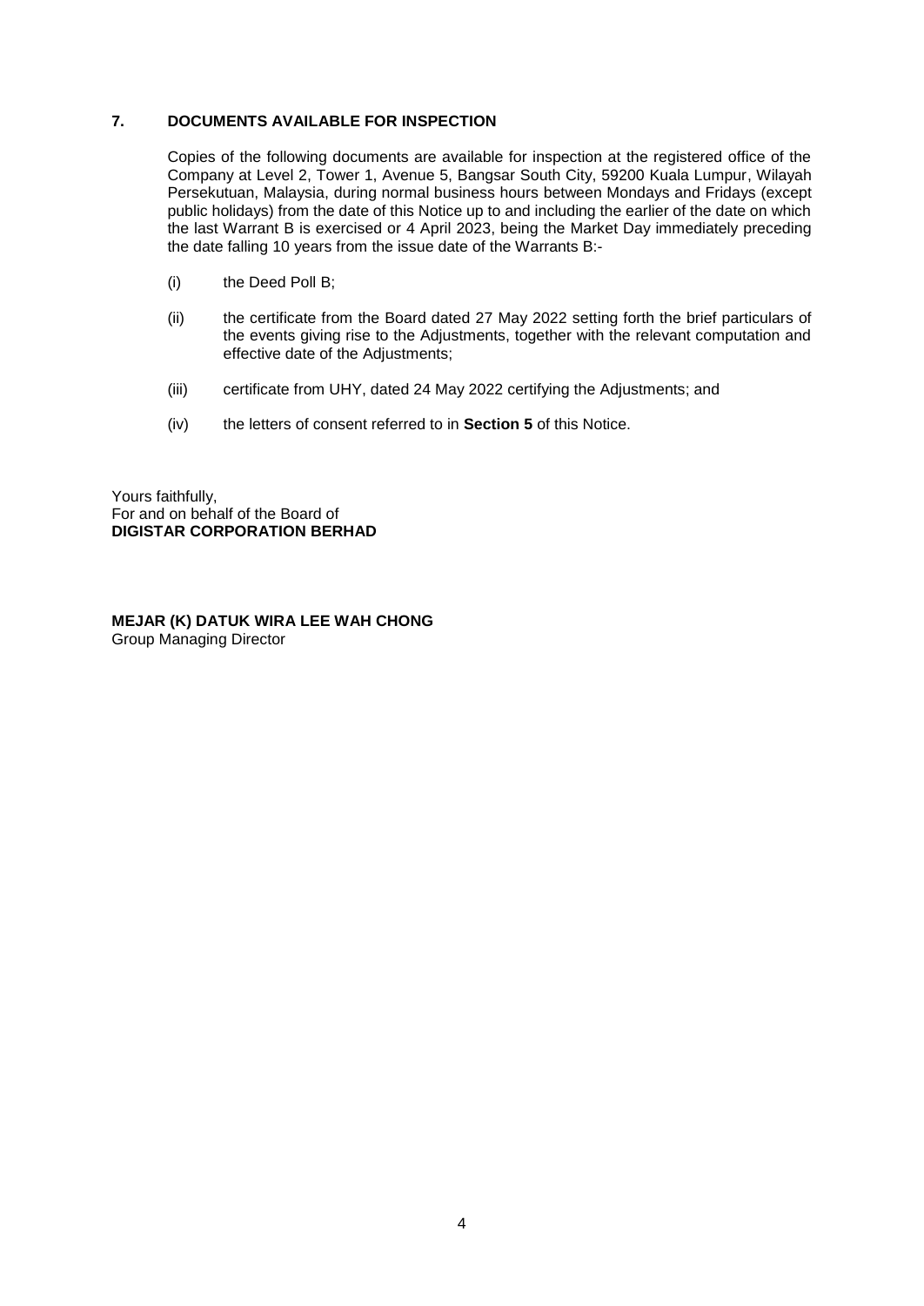## 7. DOCUMENTS AVAILABLE FOR INSPECTION

Copies of the following documents are available for inspection at the registered office of the Company at Level 2, Tower 1, Avenue 5, Bangsar South City, 59200 Kuala Lumpur, Wilayah Persekutuan, Malaysia, during normal business hours between Mondays and Fridays (except public holidays) from the date of this Notice up to and including the earlier of the date on which the last Warrant B is exercised or 4 April 2023, being the Market Day immediately preceding the date falling 10 years from the issue date of the Warrants B:-

(i) the Deed Poll B;

(ii) the certificate from the Board dated 27 May 2022 setting forth the brief particulars of the events giving rise to the Adjustments, together with the relevant computation and effective date of the Adjustments;

(iii) certificate from UHY, dated 24 May 2022 certifying the Adjustments; and

(iv) the letters of consent referred to in **Section 5** of this Notice.

Yours faithfully,
For and on behalf of the Board of
**DIGISTAR CORPORATION BERHAD**

**MEJAR (K) DATUK WIRA LEE WAH CHONG**
Group Managing Director